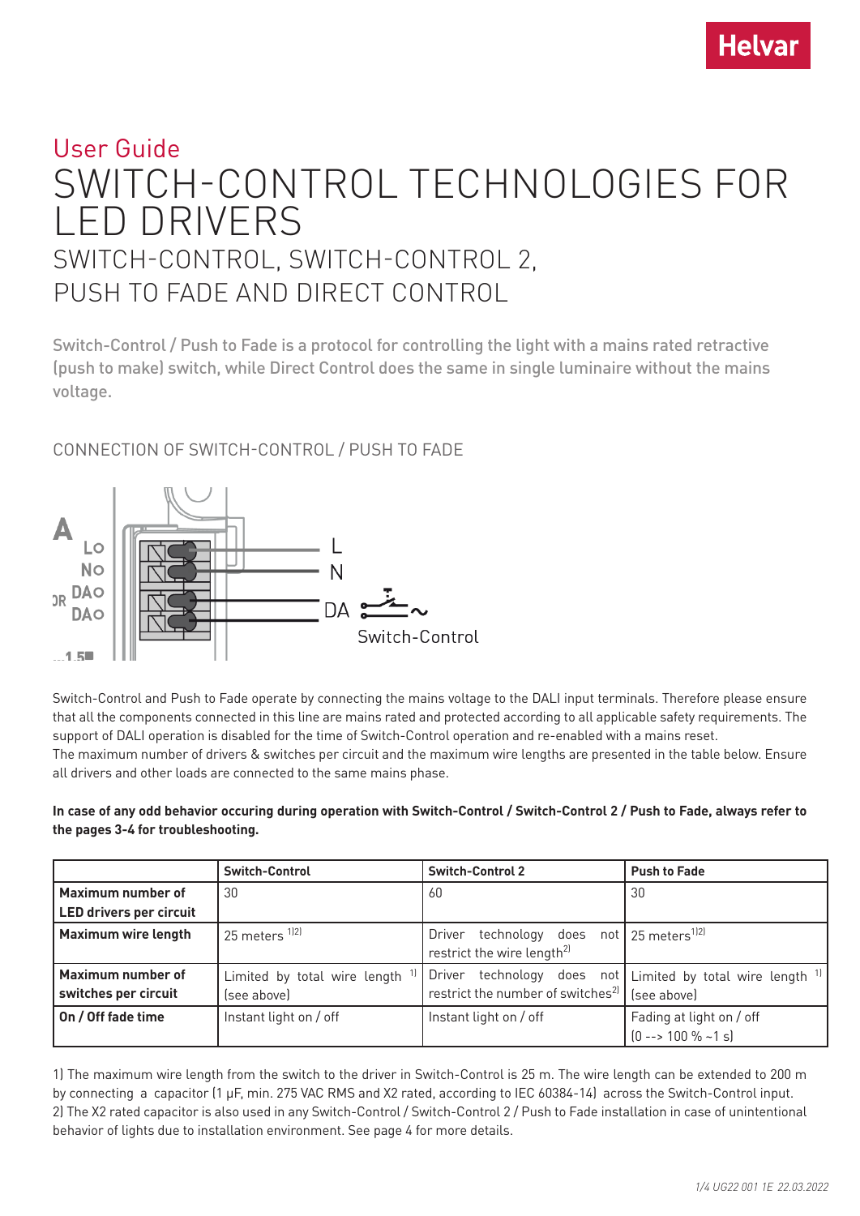Helvar

User Guide

# SWITCH-CONTROL TECHNOLOGIES FOR LED DRIVERS

## SWITCH-CONTROL, SWITCH-CONTROL 2, PUSH TO FADE AND DIRECT CONTROL

Switch-Control / Push to Fade is a protocol for controlling the light with a mains rated retractive (push to make) switch, while Direct Control does the same in single luminaire without the mains voltage.

### CONNECTION OF SWITCH-CONTROL / PUSH TO FADE

Switch-Control and Push to Fade operate by connecting the mains voltage to the DALI input terminals. Therefore please ensure that all the components connected in this line are mains rated and protected according to all applicable safety requirements. The support of DALI operation is disabled for the time of Switch-Control operation and re-enabled with a mains reset.
The maximum number of drivers & switches per circuit and the maximum wire lengths are presented in the table below. Ensure all drivers and other loads are connected to the same mains phase.

**In case of any odd behavior occuring during operation with Switch-Control / Switch-Control 2 / Push to Fade, always refer to the pages 3-4 for troubleshooting.**

| | Switch-Control | Switch-Control 2 | Push to Fade |
|---|---|---|---|
| **Maximum number of LED drivers per circuit** | 30 | 60 | 30 |
| **Maximum wire length** | 25 meters [1][2] | Driver technology does not restrict the wire length[2] | 25 meters[1][2] |
| **Maximum number of switches per circuit** | Limited by total wire length [1] (see above) | Driver technology does not restrict the number of switches[2] | Limited by total wire length [1] (see above) |
| **On / Off fade time** | Instant light on / off | Instant light on / off | Fading at light on / off (0 --> 100 % ~1 s) |

1) The maximum wire length from the switch to the driver in Switch-Control is 25 m. The wire length can be extended to 200 m by connecting a capacitor (1 µF, min. 275 VAC RMS and X2 rated, according to IEC 60384-14) across the Switch-Control input.
2) The X2 rated capacitor is also used in any Switch-Control / Switch-Control 2 / Push to Fade installation in case of unintentional behavior of lights due to installation environment. See page 4 for more details.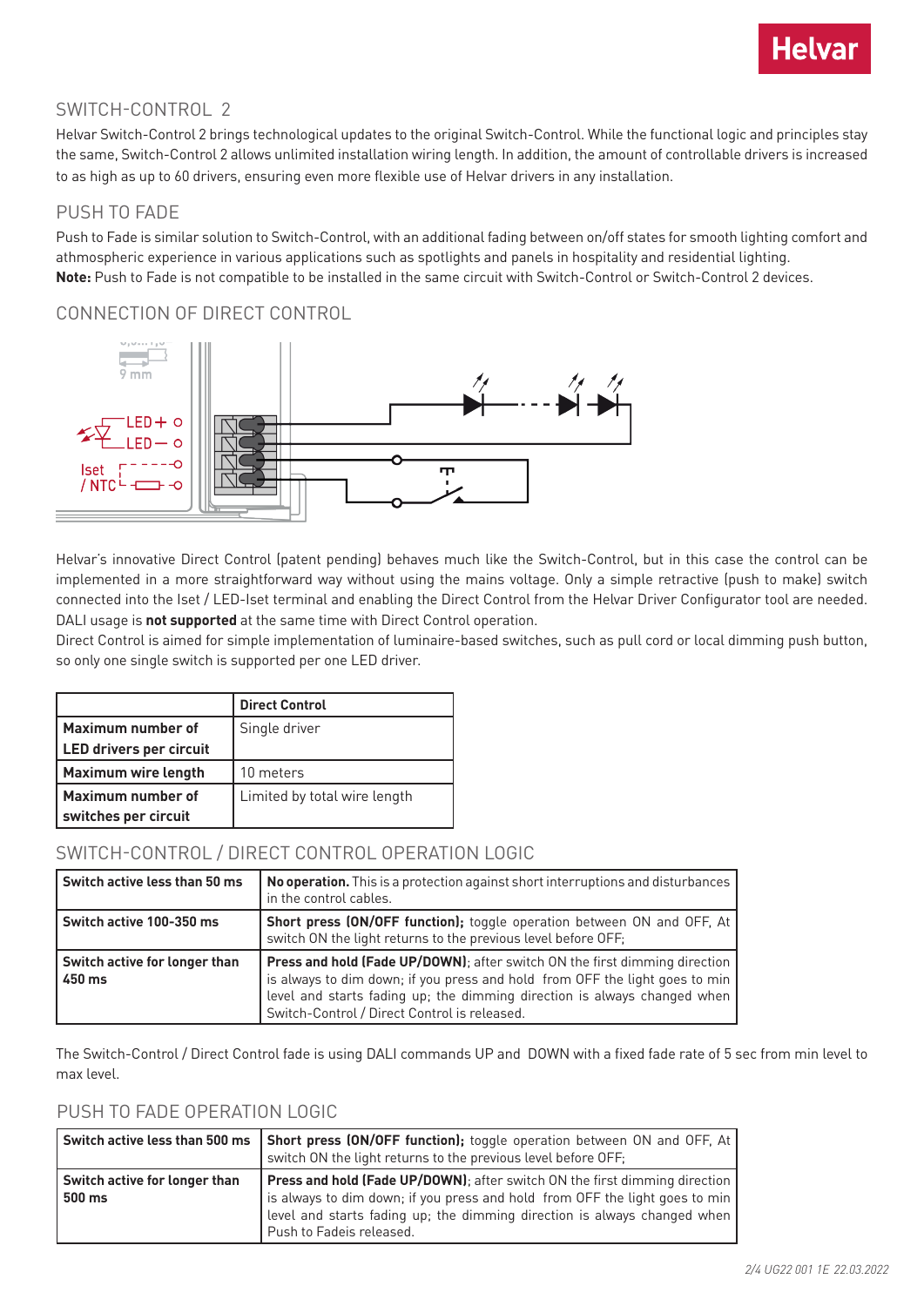## SWITCH-CONTROL 2

Helvar Switch-Control 2 brings technological updates to the original Switch-Control. While the functional logic and principles stay the same, Switch-Control 2 allows unlimited installation wiring length. In addition, the amount of controllable drivers is increased to as high as up to 60 drivers, ensuring even more flexible use of Helvar drivers in any installation.

## PUSH TO FADE

Push to Fade is similar solution to Switch-Control, with an additional fading between on/off states for smooth lighting comfort and athmospheric experience in various applications such as spotlights and panels in hospitality and residential lighting.
**Note:** Push to Fade is not compatible to be installed in the same circuit with Switch-Control or Switch-Control 2 devices.

## CONNECTION OF DIRECT CONTROL

9 mm

LED + LED – Iset / NTC

Helvar's innovative Direct Control (patent pending) behaves much like the Switch-Control, but in this case the control can be implemented in a more straightforward way without using the mains voltage. Only a simple retractive (push to make) switch connected into the Iset / LED-Iset terminal and enabling the Direct Control from the Helvar Driver Configurator tool are needed. DALI usage is **not supported** at the same time with Direct Control operation.
Direct Control is aimed for simple implementation of luminaire-based switches, such as pull cord or local dimming push button, so only one single switch is supported per one LED driver.

| | **Direct Control** |
|---|---|
| **Maximum number of LED drivers per circuit** | Single driver |
| **Maximum wire length** | 10 meters |
| **Maximum number of switches per circuit** | Limited by total wire length |

## SWITCH-CONTROL / DIRECT CONTROL OPERATION LOGIC

| | |
|---|---|
| **Switch active less than 50 ms** | **No operation.** This is a protection against short interruptions and disturbances in the control cables. |
| **Switch active 100-350 ms** | **Short press (ON/OFF function);** toggle operation between ON and OFF, At switch ON the light returns to the previous level before OFF; |
| **Switch active for longer than 450 ms** | **Press and hold (Fade UP/DOWN)**; after switch ON the first dimming direction is always to dim down; if you press and hold from OFF the light goes to min level and starts fading up; the dimming direction is always changed when Switch-Control / Direct Control is released. |

The Switch-Control / Direct Control fade is using DALI commands UP and DOWN with a fixed fade rate of 5 sec from min level to max level.

## PUSH TO FADE OPERATION LOGIC

| | |
|---|---|
| **Switch active less than 500 ms** | **Short press (ON/OFF function);** toggle operation between ON and OFF, At switch ON the light returns to the previous level before OFF; |
| **Switch active for longer than 500 ms** | **Press and hold (Fade UP/DOWN)**; after switch ON the first dimming direction is always to dim down; if you press and hold from OFF the light goes to min level and starts fading up; the dimming direction is always changed when Push to Fadeis released. |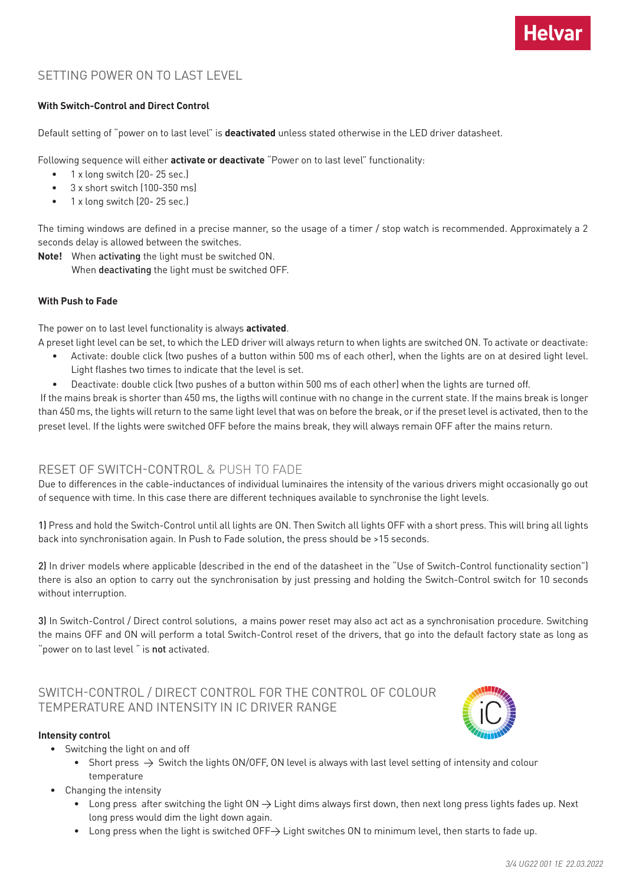## SETTING POWER ON TO LAST LEVEL

**With Switch-Control and Direct Control**

Default setting of "power on to last level" is **deactivated** unless stated otherwise in the LED driver datasheet.

Following sequence will either **activate or deactivate** "Power on to last level" functionality:

- 1 x long switch (20- 25 sec.)
- 3 x short switch (100-350 ms)
- 1 x long switch (20- 25 sec.)

The timing windows are defined in a precise manner, so the usage of a timer / stop watch is recommended. Approximately a 2 seconds delay is allowed between the switches.

**Note!** When **activating** the light must be switched ON.
When **deactivating** the light must be switched OFF.

**With Push to Fade**

The power on to last level functionality is always **activated**.

A preset light level can be set, to which the LED driver will always return to when lights are switched ON. To activate or deactivate:

- Activate: double click (two pushes of a button within 500 ms of each other), when the lights are on at desired light level. Light flashes two times to indicate that the level is set.
- Deactivate: double click (two pushes of a button within 500 ms of each other) when the lights are turned off.

If the mains break is shorter than 450 ms, the ligths will continue with no change in the current state. If the mains break is longer than 450 ms, the lights will return to the same light level that was on before the break, or if the preset level is activated, then to the preset level. If the lights were switched OFF before the mains break, they will always remain OFF after the mains return.

## RESET OF SWITCH-CONTROL & PUSH TO FADE

Due to differences in the cable-inductances of individual luminaires the intensity of the various drivers might occasionally go out of sequence with time. In this case there are different techniques available to synchronise the light levels.

**1)** Press and hold the Switch-Control until all lights are ON. Then Switch all lights OFF with a short press. This will bring all lights back into synchronisation again. In Push to Fade solution, the press should be >15 seconds.

**2)** In driver models where applicable (described in the end of the datasheet in the "Use of Switch-Control functionality section") there is also an option to carry out the synchronisation by just pressing and holding the Switch-Control switch for 10 seconds without interruption.

**3)** In Switch-Control / Direct control solutions, a mains power reset may also act act as a synchronisation procedure. Switching the mains OFF and ON will perform a total Switch-Control reset of the drivers, that go into the default factory state as long as "power on to last level " is **not** activated.

## SWITCH-CONTROL / DIRECT CONTROL FOR THE CONTROL OF COLOUR TEMPERATURE AND INTENSITY IN IC DRIVER RANGE

**Intensity control**

- Switching the light on and off
  - Short press → Switch the lights ON/OFF, ON level is always with last level setting of intensity and colour temperature
- Changing the intensity
  - Long press after switching the light ON → Light dims always first down, then next long press lights fades up. Next long press would dim the light down again.
  - Long press when the light is switched OFF→ Light switches ON to minimum level, then starts to fade up.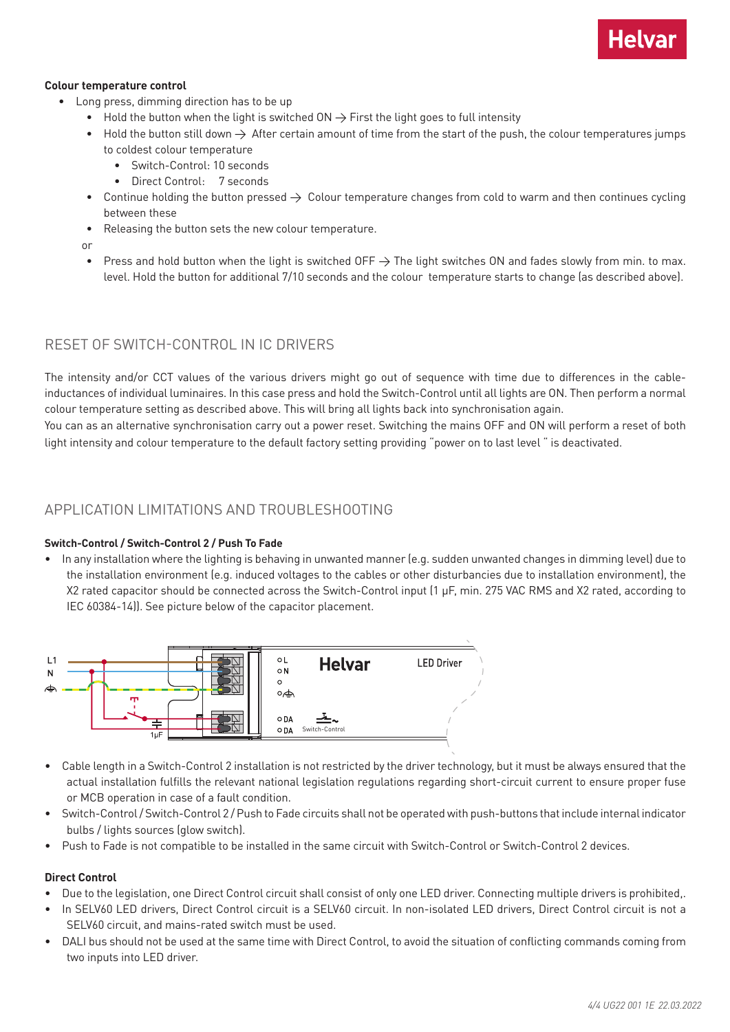**Colour temperature control**

- Long press, dimming direction has to be up
  - Hold the button when the light is switched ON → First the light goes to full intensity
  - Hold the button still down → After certain amount of time from the start of the push, the colour temperatures jumps to coldest colour temperature
    - Switch-Control: 10 seconds
    - Direct Control: 7 seconds
  - Continue holding the button pressed → Colour temperature changes from cold to warm and then continues cycling between these
  - Releasing the button sets the new colour temperature.

  or

  - Press and hold button when the light is switched OFF → The light switches ON and fades slowly from min. to max. level. Hold the button for additional 7/10 seconds and the colour temperature starts to change (as described above).

## RESET OF SWITCH-CONTROL IN IC DRIVERS

The intensity and/or CCT values of the various drivers might go out of sequence with time due to differences in the cable-inductances of individual luminaires. In this case press and hold the Switch-Control until all lights are ON. Then perform a normal colour temperature setting as described above. This will bring all lights back into synchronisation again.
You can as an alternative synchronisation carry out a power reset. Switching the mains OFF and ON will perform a reset of both light intensity and colour temperature to the default factory setting providing "power on to last level " is deactivated.

## APPLICATION LIMITATIONS AND TROUBLESHOOTING

**Switch-Control / Switch-Control 2 / Push To Fade**

- In any installation where the lighting is behaving in unwanted manner (e.g. sudden unwanted changes in dimming level) due to the installation environment (e.g. induced voltages to the cables or other disturbancies due to installation environment), the X2 rated capacitor should be connected across the Switch-Control input (1 µF, min. 275 VAC RMS and X2 rated, according to IEC 60384-14)). See picture below of the capacitor placement.

L1
N
1µF
L
N
DA
DA
Helvar
LED Driver
Switch-Control

- Cable length in a Switch-Control 2 installation is not restricted by the driver technology, but it must be always ensured that the actual installation fulfills the relevant national legislation regulations regarding short-circuit current to ensure proper fuse or MCB operation in case of a fault condition.
- Switch-Control / Switch-Control 2 / Push to Fade circuits shall not be operated with push-buttons that include internal indicator bulbs / lights sources (glow switch).
- Push to Fade is not compatible to be installed in the same circuit with Switch-Control or Switch-Control 2 devices.

**Direct Control**

- Due to the legislation, one Direct Control circuit shall consist of only one LED driver. Connecting multiple drivers is prohibited,.
- In SELV60 LED drivers, Direct Control circuit is a SELV60 circuit. In non-isolated LED drivers, Direct Control circuit is not a SELV60 circuit, and mains-rated switch must be used.
- DALI bus should not be used at the same time with Direct Control, to avoid the situation of conflicting commands coming from two inputs into LED driver.